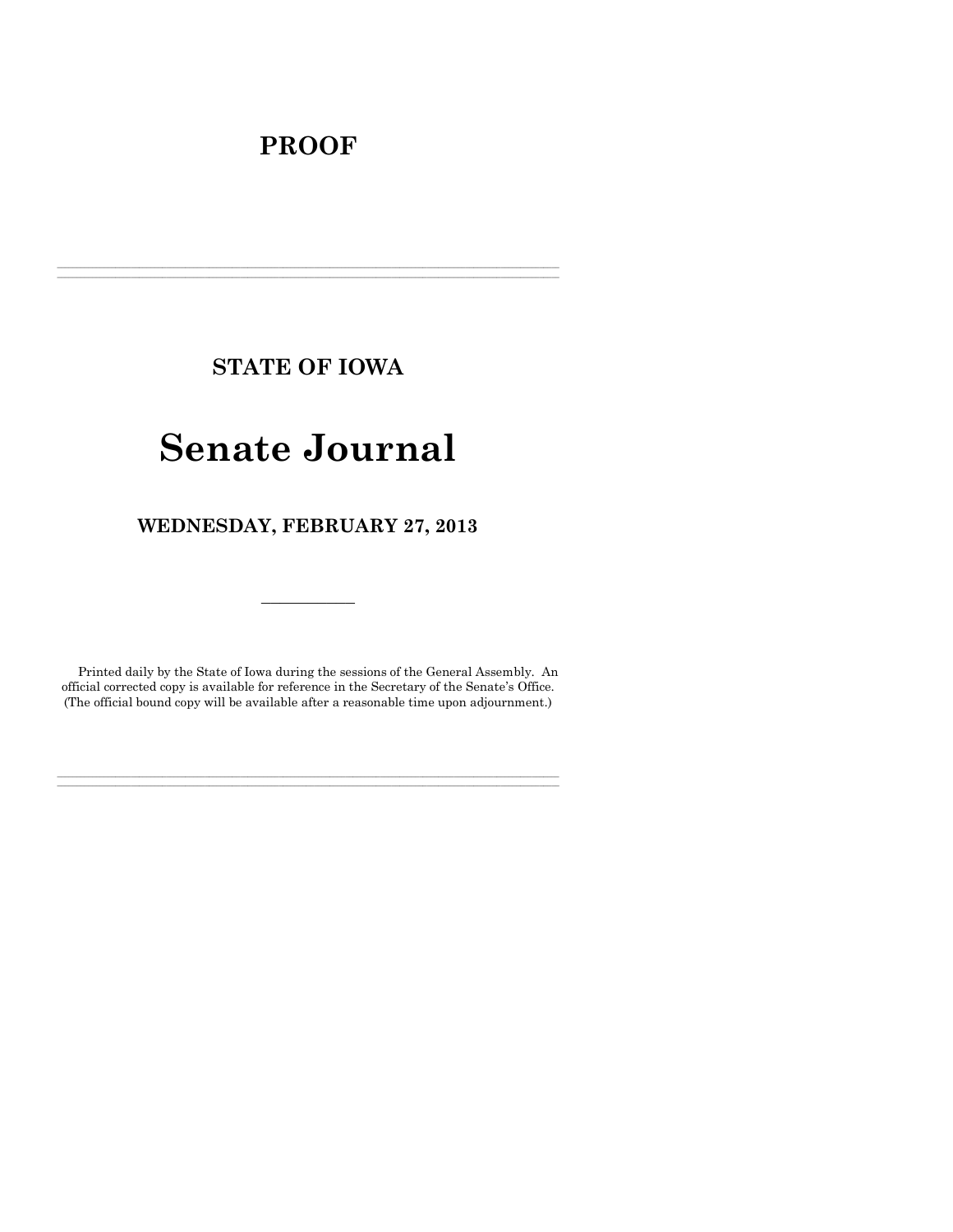# PROOF

---

## STATE OF IOWA

# Senate Journal

## WEDNESDAY, FEBRUARY 27, 2013

---

Printed daily by the State of Iowa during the sessions of the General Assembly. An official corrected copy is available for reference in the Secretary of the Senate's Office. (The official bound copy will be available after a reasonable time upon adjournment.)

---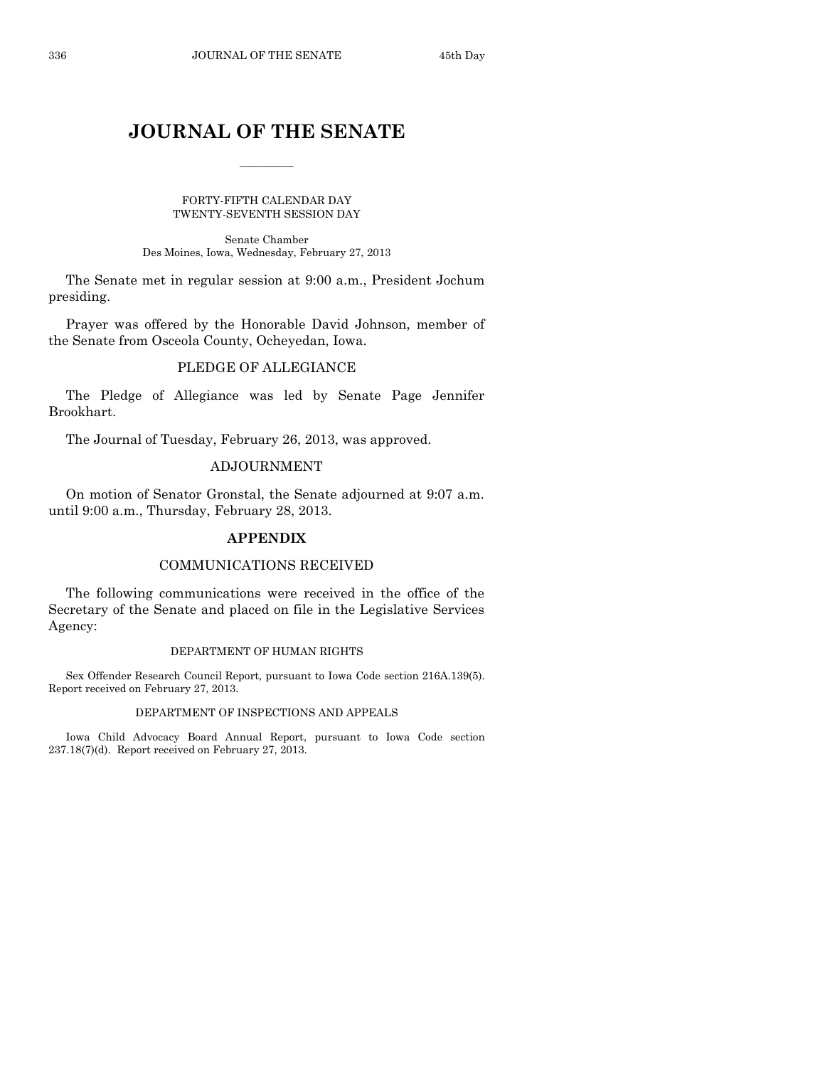# JOURNAL OF THE SENATE

FORTY-FIFTH CALENDAR DAY
TWENTY-SEVENTH SESSION DAY

Senate Chamber
Des Moines, Iowa, Wednesday, February 27, 2013

The Senate met in regular session at 9:00 a.m., President Jochum presiding.

Prayer was offered by the Honorable David Johnson, member of the Senate from Osceola County, Ocheyedan, Iowa.

## PLEDGE OF ALLEGIANCE

The Pledge of Allegiance was led by Senate Page Jennifer Brookhart.

The Journal of Tuesday, February 26, 2013, was approved.

## ADJOURNMENT

On motion of Senator Gronstal, the Senate adjourned at 9:07 a.m. until 9:00 a.m., Thursday, February 28, 2013.

## APPENDIX

### COMMUNICATIONS RECEIVED

The following communications were received in the office of the Secretary of the Senate and placed on file in the Legislative Services Agency:

#### DEPARTMENT OF HUMAN RIGHTS

Sex Offender Research Council Report, pursuant to Iowa Code section 216A.139(5). Report received on February 27, 2013.

#### DEPARTMENT OF INSPECTIONS AND APPEALS

Iowa Child Advocacy Board Annual Report, pursuant to Iowa Code section 237.18(7)(d). Report received on February 27, 2013.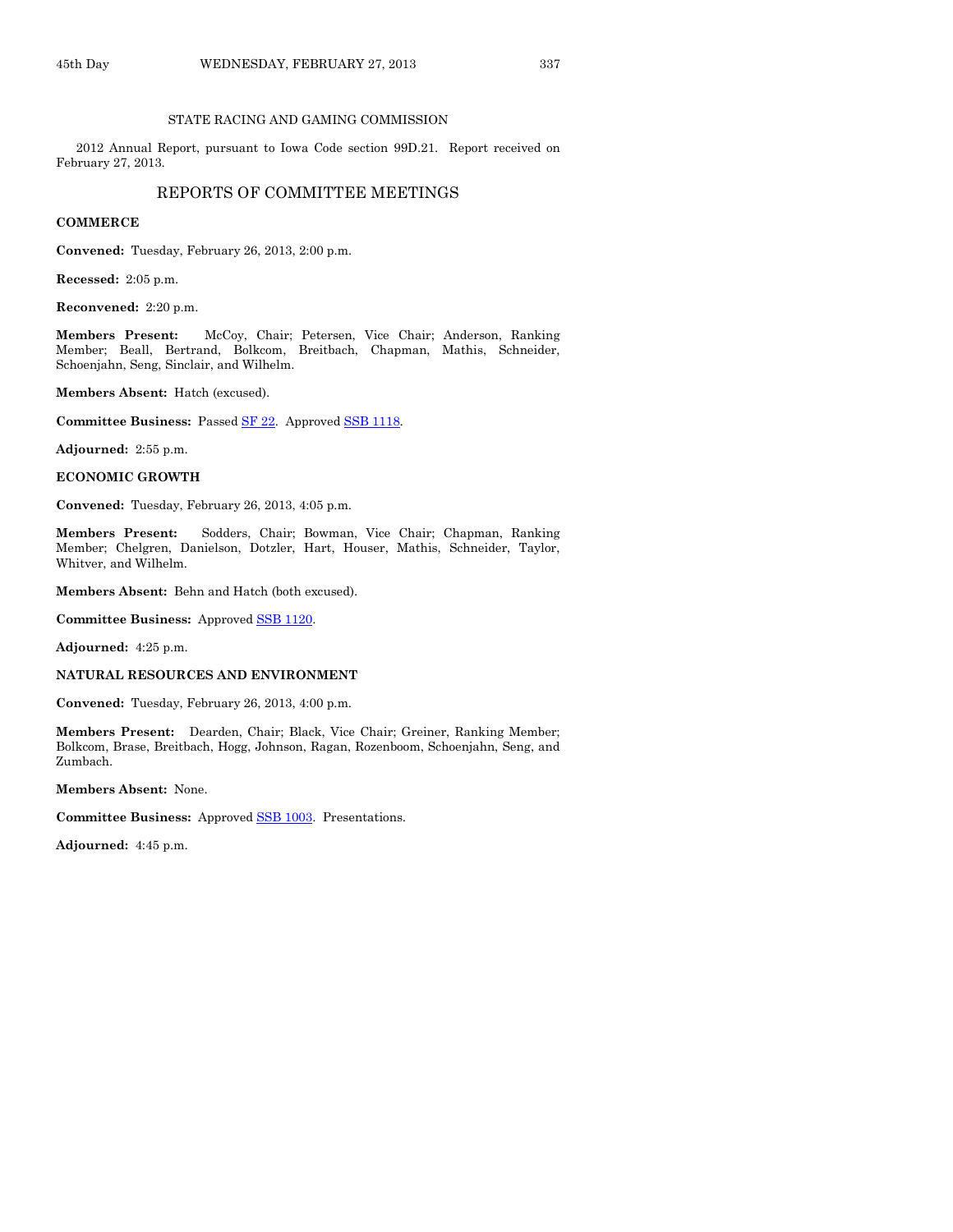STATE RACING AND GAMING COMMISSION

2012 Annual Report, pursuant to Iowa Code section 99D.21. Report received on February 27, 2013.

## REPORTS OF COMMITTEE MEETINGS

**COMMERCE**

**Convened:** Tuesday, February 26, 2013, 2:00 p.m.

**Recessed:** 2:05 p.m.

**Reconvened:** 2:20 p.m.

**Members Present:** McCoy, Chair; Petersen, Vice Chair; Anderson, Ranking Member; Beall, Bertrand, Bolkcom, Breitbach, Chapman, Mathis, Schneider, Schoenjahn, Seng, Sinclair, and Wilhelm.

**Members Absent:** Hatch (excused).

**Committee Business:** Passed SF 22. Approved SSB 1118.

**Adjourned:** 2:55 p.m.

**ECONOMIC GROWTH**

**Convened:** Tuesday, February 26, 2013, 4:05 p.m.

**Members Present:** Sodders, Chair; Bowman, Vice Chair; Chapman, Ranking Member; Chelgren, Danielson, Dotzler, Hart, Houser, Mathis, Schneider, Taylor, Whitver, and Wilhelm.

**Members Absent:** Behn and Hatch (both excused).

**Committee Business:** Approved SSB 1120.

**Adjourned:** 4:25 p.m.

**NATURAL RESOURCES AND ENVIRONMENT**

**Convened:** Tuesday, February 26, 2013, 4:00 p.m.

**Members Present:** Dearden, Chair; Black, Vice Chair; Greiner, Ranking Member; Bolkcom, Brase, Breitbach, Hogg, Johnson, Ragan, Rozenboom, Schoenjahn, Seng, and Zumbach.

**Members Absent:** None.

**Committee Business:** Approved SSB 1003. Presentations.

**Adjourned:** 4:45 p.m.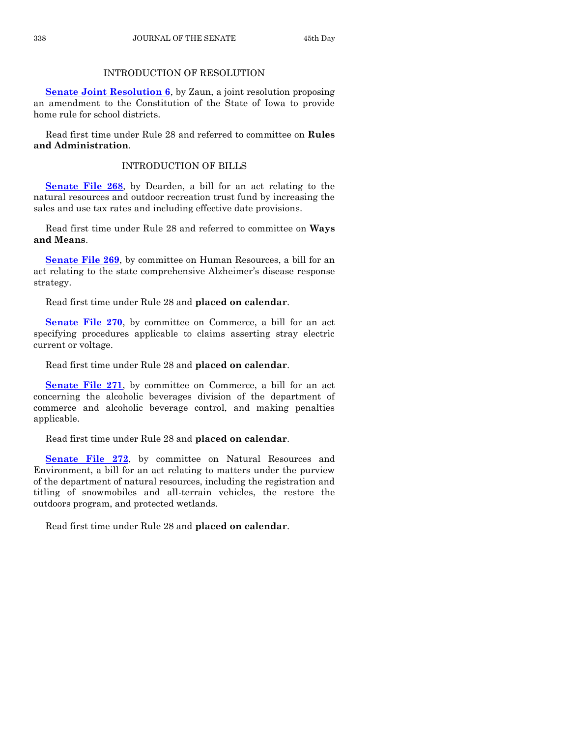## INTRODUCTION OF RESOLUTION

**Senate Joint Resolution 6**, by Zaun, a joint resolution proposing an amendment to the Constitution of the State of Iowa to provide home rule for school districts.

Read first time under Rule 28 and referred to committee on **Rules and Administration**.

## INTRODUCTION OF BILLS

**Senate File 268**, by Dearden, a bill for an act relating to the natural resources and outdoor recreation trust fund by increasing the sales and use tax rates and including effective date provisions.

Read first time under Rule 28 and referred to committee on **Ways and Means**.

**Senate File 269**, by committee on Human Resources, a bill for an act relating to the state comprehensive Alzheimer's disease response strategy.

Read first time under Rule 28 and **placed on calendar**.

**Senate File 270**, by committee on Commerce, a bill for an act specifying procedures applicable to claims asserting stray electric current or voltage.

Read first time under Rule 28 and **placed on calendar**.

**Senate File 271**, by committee on Commerce, a bill for an act concerning the alcoholic beverages division of the department of commerce and alcoholic beverage control, and making penalties applicable.

Read first time under Rule 28 and **placed on calendar**.

**Senate File 272**, by committee on Natural Resources and Environment, a bill for an act relating to matters under the purview of the department of natural resources, including the registration and titling of snowmobiles and all-terrain vehicles, the restore the outdoors program, and protected wetlands.

Read first time under Rule 28 and **placed on calendar**.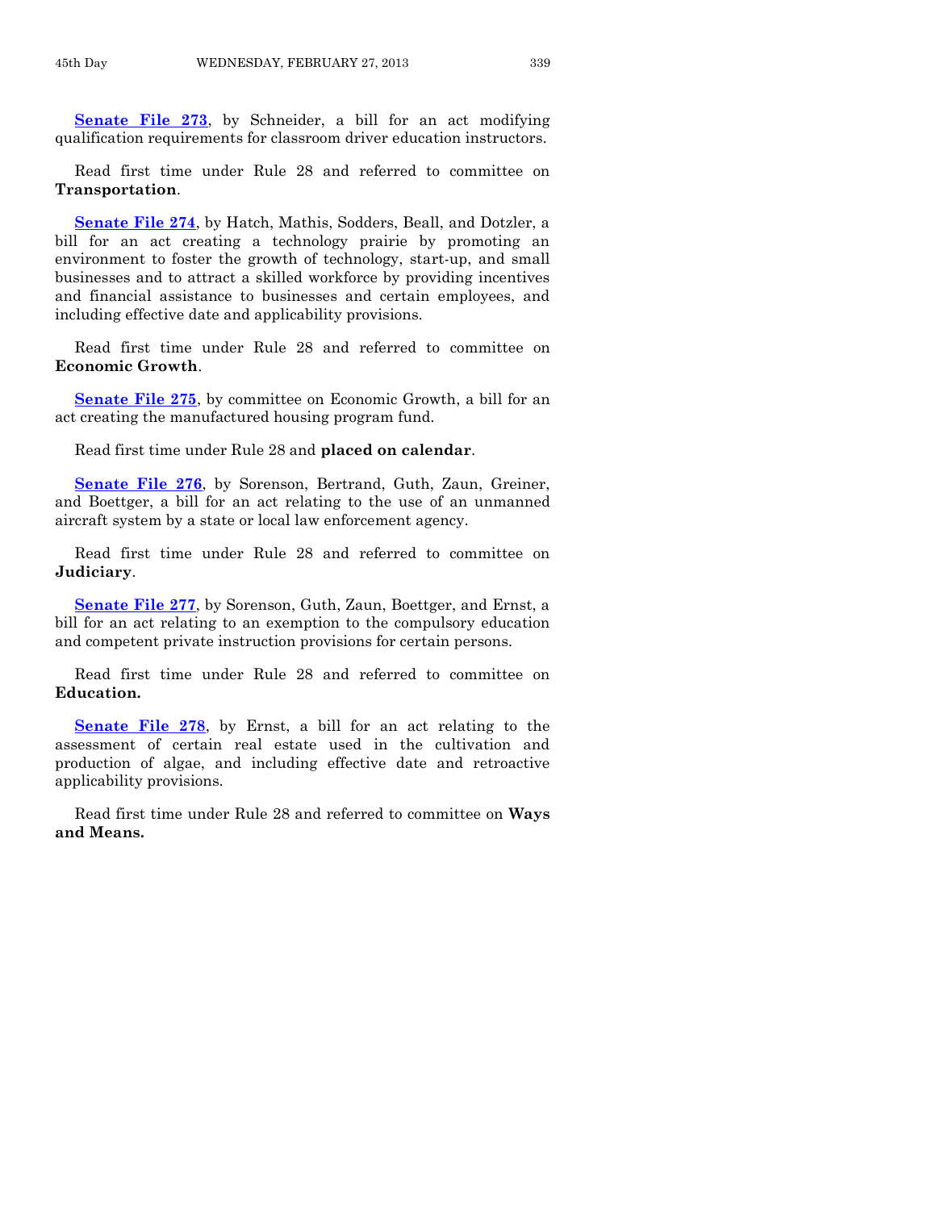**Senate File 273**, by Schneider, a bill for an act modifying qualification requirements for classroom driver education instructors.

Read first time under Rule 28 and referred to committee on **Transportation**.

**Senate File 274**, by Hatch, Mathis, Sodders, Beall, and Dotzler, a bill for an act creating a technology prairie by promoting an environment to foster the growth of technology, start-up, and small businesses and to attract a skilled workforce by providing incentives and financial assistance to businesses and certain employees, and including effective date and applicability provisions.

Read first time under Rule 28 and referred to committee on **Economic Growth**.

**Senate File 275**, by committee on Economic Growth, a bill for an act creating the manufactured housing program fund.

Read first time under Rule 28 and **placed on calendar**.

**Senate File 276**, by Sorenson, Bertrand, Guth, Zaun, Greiner, and Boettger, a bill for an act relating to the use of an unmanned aircraft system by a state or local law enforcement agency.

Read first time under Rule 28 and referred to committee on **Judiciary**.

**Senate File 277**, by Sorenson, Guth, Zaun, Boettger, and Ernst, a bill for an act relating to an exemption to the compulsory education and competent private instruction provisions for certain persons.

Read first time under Rule 28 and referred to committee on **Education.**

**Senate File 278**, by Ernst, a bill for an act relating to the assessment of certain real estate used in the cultivation and production of algae, and including effective date and retroactive applicability provisions.

Read first time under Rule 28 and referred to committee on **Ways and Means.**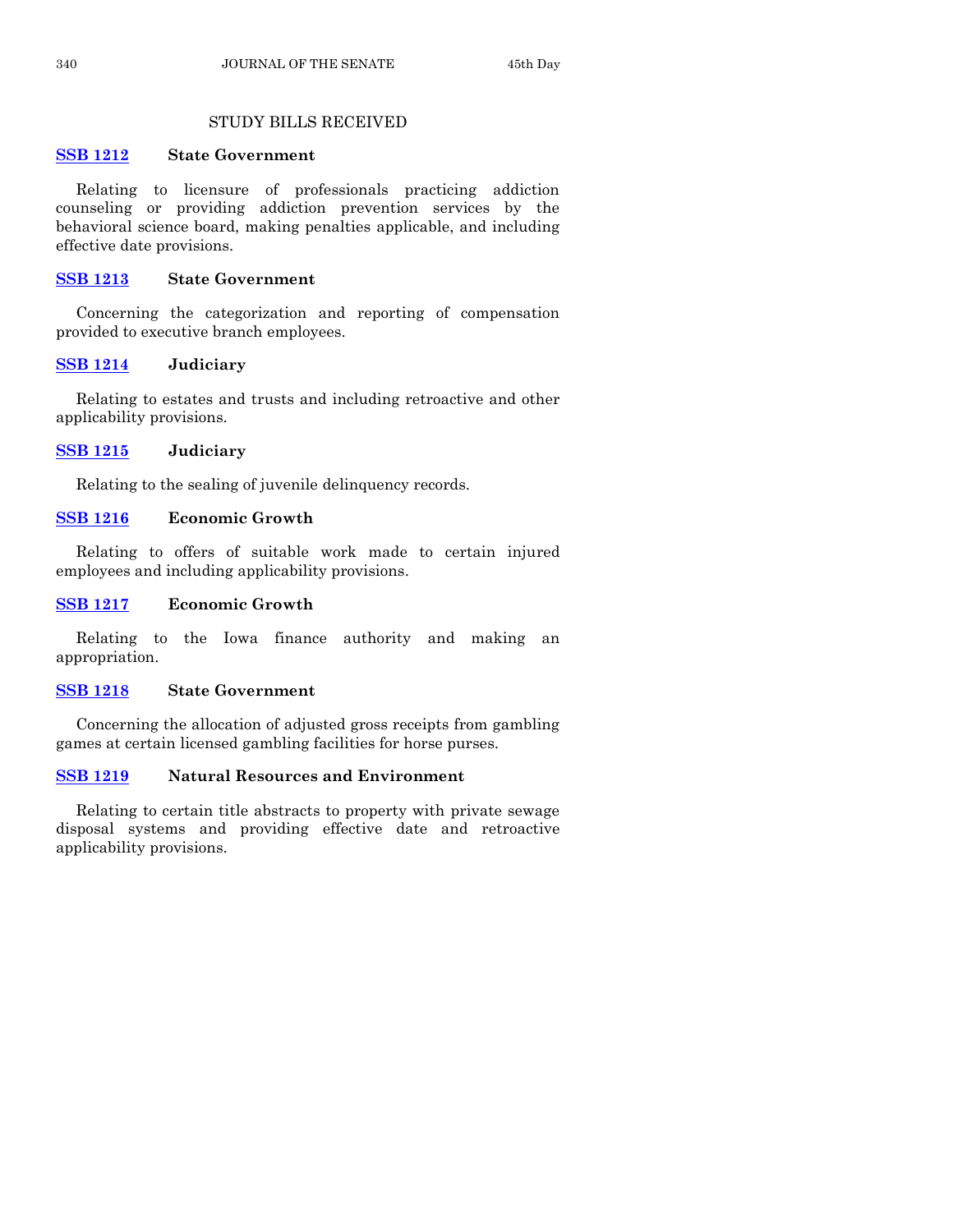## STUDY BILLS RECEIVED

**SSB 1212** **State Government**

Relating to licensure of professionals practicing addiction counseling or providing addiction prevention services by the behavioral science board, making penalties applicable, and including effective date provisions.

**SSB 1213** **State Government**

Concerning the categorization and reporting of compensation provided to executive branch employees.

**SSB 1214** **Judiciary**

Relating to estates and trusts and including retroactive and other applicability provisions.

**SSB 1215** **Judiciary**

Relating to the sealing of juvenile delinquency records.

**SSB 1216** **Economic Growth**

Relating to offers of suitable work made to certain injured employees and including applicability provisions.

**SSB 1217** **Economic Growth**

Relating to the Iowa finance authority and making an appropriation.

**SSB 1218** **State Government**

Concerning the allocation of adjusted gross receipts from gambling games at certain licensed gambling facilities for horse purses.

**SSB 1219** **Natural Resources and Environment**

Relating to certain title abstracts to property with private sewage disposal systems and providing effective date and retroactive applicability provisions.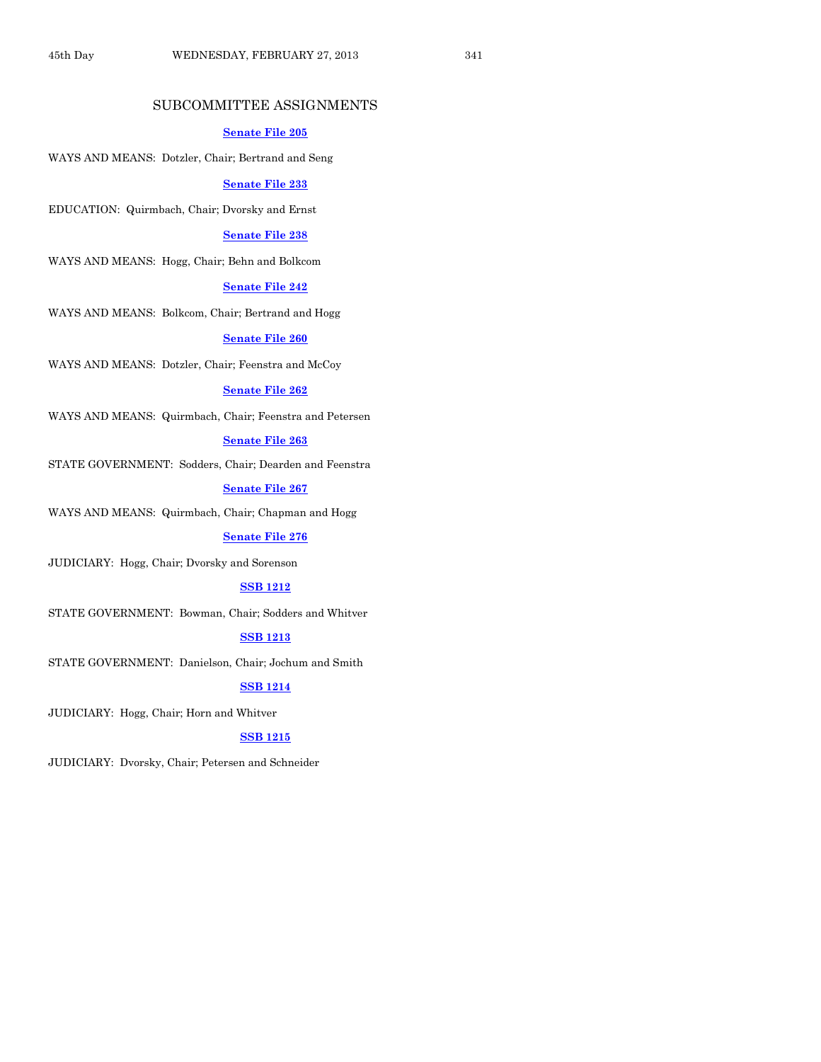## SUBCOMMITTEE ASSIGNMENTS

**Senate File 205**

WAYS AND MEANS: Dotzler, Chair; Bertrand and Seng

**Senate File 233**

EDUCATION: Quirmbach, Chair; Dvorsky and Ernst

**Senate File 238**

WAYS AND MEANS: Hogg, Chair; Behn and Bolkcom

**Senate File 242**

WAYS AND MEANS: Bolkcom, Chair; Bertrand and Hogg

**Senate File 260**

WAYS AND MEANS: Dotzler, Chair; Feenstra and McCoy

**Senate File 262**

WAYS AND MEANS: Quirmbach, Chair; Feenstra and Petersen

**Senate File 263**

STATE GOVERNMENT: Sodders, Chair; Dearden and Feenstra

**Senate File 267**

WAYS AND MEANS: Quirmbach, Chair; Chapman and Hogg

**Senate File 276**

JUDICIARY: Hogg, Chair; Dvorsky and Sorenson

**SSB 1212**

STATE GOVERNMENT: Bowman, Chair; Sodders and Whitver

**SSB 1213**

STATE GOVERNMENT: Danielson, Chair; Jochum and Smith

**SSB 1214**

JUDICIARY: Hogg, Chair; Horn and Whitver

**SSB 1215**

JUDICIARY: Dvorsky, Chair; Petersen and Schneider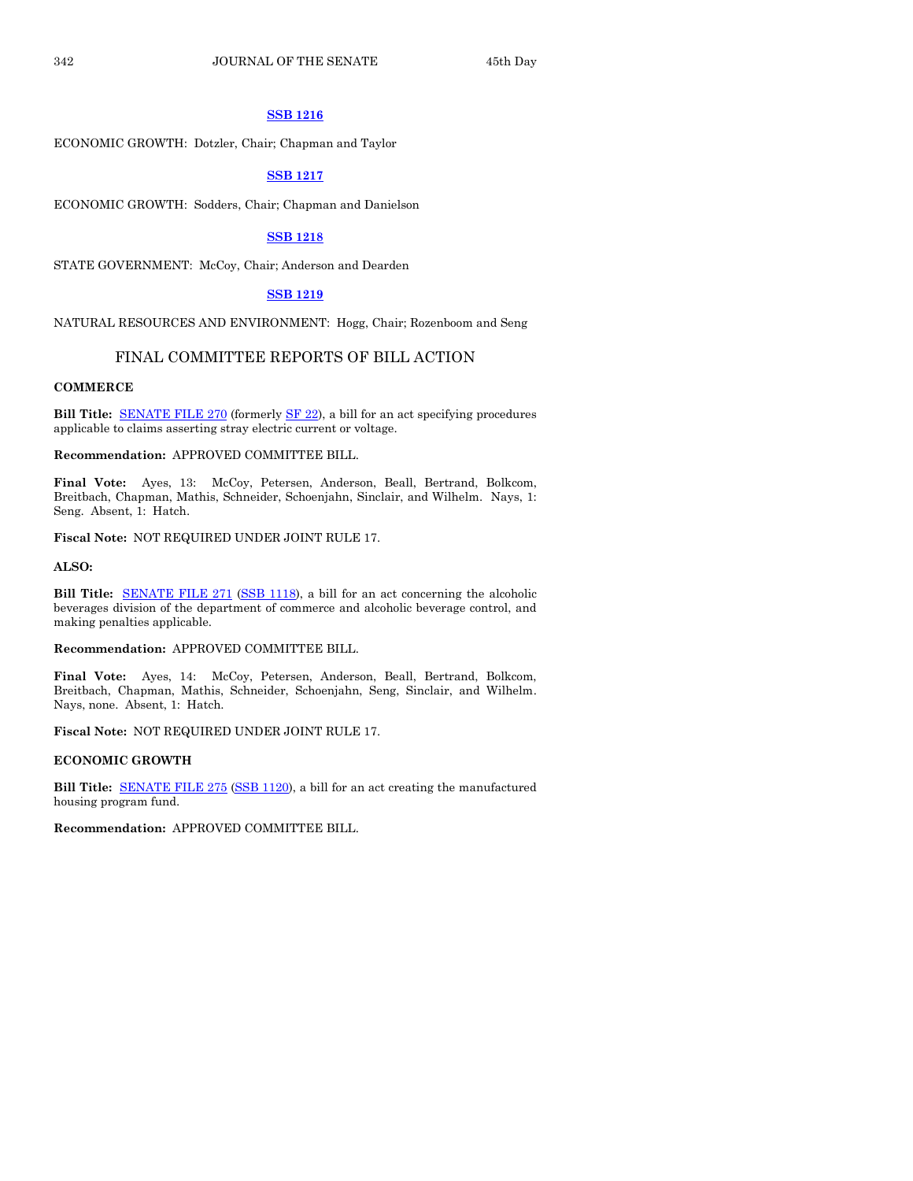**SSB 1216**

ECONOMIC GROWTH: Dotzler, Chair; Chapman and Taylor

**SSB 1217**

ECONOMIC GROWTH: Sodders, Chair; Chapman and Danielson

**SSB 1218**

STATE GOVERNMENT: McCoy, Chair; Anderson and Dearden

**SSB 1219**

NATURAL RESOURCES AND ENVIRONMENT: Hogg, Chair; Rozenboom and Seng

## FINAL COMMITTEE REPORTS OF BILL ACTION

**COMMERCE**

**Bill Title:** SENATE FILE 270 (formerly SF 22), a bill for an act specifying procedures applicable to claims asserting stray electric current or voltage.

**Recommendation:** APPROVED COMMITTEE BILL.

**Final Vote:** Ayes, 13: McCoy, Petersen, Anderson, Beall, Bertrand, Bolkcom, Breitbach, Chapman, Mathis, Schneider, Schoenjahn, Sinclair, and Wilhelm. Nays, 1: Seng. Absent, 1: Hatch.

**Fiscal Note:** NOT REQUIRED UNDER JOINT RULE 17.

**ALSO:**

**Bill Title:** SENATE FILE 271 (SSB 1118), a bill for an act concerning the alcoholic beverages division of the department of commerce and alcoholic beverage control, and making penalties applicable.

**Recommendation:** APPROVED COMMITTEE BILL.

**Final Vote:** Ayes, 14: McCoy, Petersen, Anderson, Beall, Bertrand, Bolkcom, Breitbach, Chapman, Mathis, Schneider, Schoenjahn, Seng, Sinclair, and Wilhelm. Nays, none. Absent, 1: Hatch.

**Fiscal Note:** NOT REQUIRED UNDER JOINT RULE 17.

**ECONOMIC GROWTH**

**Bill Title:** SENATE FILE 275 (SSB 1120), a bill for an act creating the manufactured housing program fund.

**Recommendation:** APPROVED COMMITTEE BILL.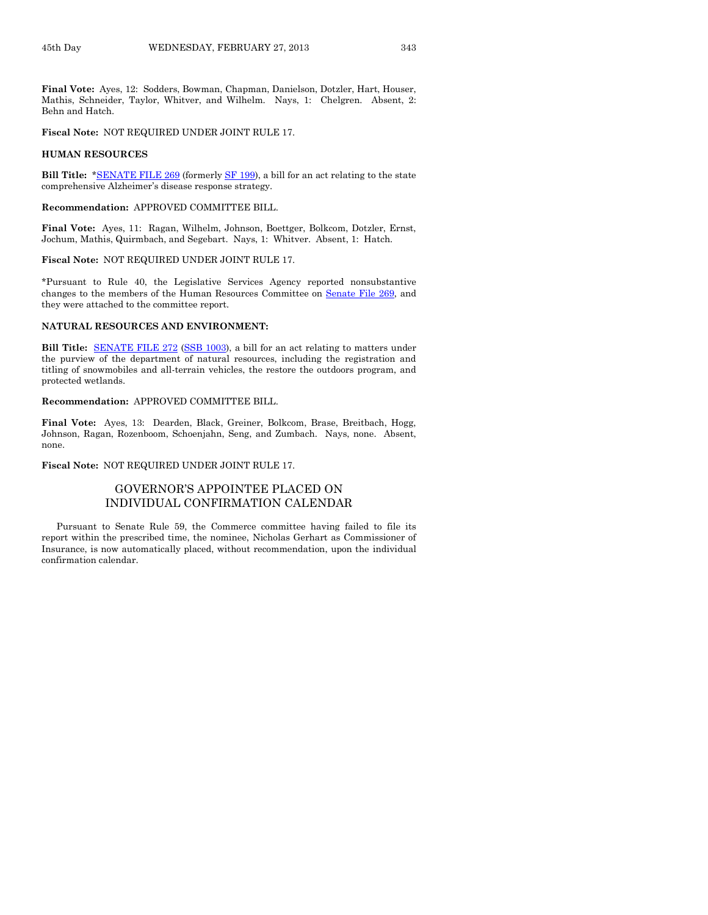**Final Vote:** Ayes, 12: Sodders, Bowman, Chapman, Danielson, Dotzler, Hart, Houser, Mathis, Schneider, Taylor, Whitver, and Wilhelm. Nays, 1: Chelgren. Absent, 2: Behn and Hatch.

**Fiscal Note:** NOT REQUIRED UNDER JOINT RULE 17.

**HUMAN RESOURCES**

**Bill Title:** *SENATE FILE 269 (formerly SF 199), a bill for an act relating to the state comprehensive Alzheimer's disease response strategy.

**Recommendation:** APPROVED COMMITTEE BILL.

**Final Vote:** Ayes, 11: Ragan, Wilhelm, Johnson, Boettger, Bolkcom, Dotzler, Ernst, Jochum, Mathis, Quirmbach, and Segebart. Nays, 1: Whitver. Absent, 1: Hatch.

**Fiscal Note:** NOT REQUIRED UNDER JOINT RULE 17.

*Pursuant to Rule 40, the Legislative Services Agency reported nonsubstantive changes to the members of the Human Resources Committee on Senate File 269, and they were attached to the committee report.

**NATURAL RESOURCES AND ENVIRONMENT:**

**Bill Title:** SENATE FILE 272 (SSB 1003), a bill for an act relating to matters under the purview of the department of natural resources, including the registration and titling of snowmobiles and all-terrain vehicles, the restore the outdoors program, and protected wetlands.

**Recommendation:** APPROVED COMMITTEE BILL.

**Final Vote:** Ayes, 13: Dearden, Black, Greiner, Bolkcom, Brase, Breitbach, Hogg, Johnson, Ragan, Rozenboom, Schoenjahn, Seng, and Zumbach. Nays, none. Absent, none.

**Fiscal Note:** NOT REQUIRED UNDER JOINT RULE 17.

## GOVERNOR'S APPOINTEE PLACED ON INDIVIDUAL CONFIRMATION CALENDAR

Pursuant to Senate Rule 59, the Commerce committee having failed to file its report within the prescribed time, the nominee, Nicholas Gerhart as Commissioner of Insurance, is now automatically placed, without recommendation, upon the individual confirmation calendar.